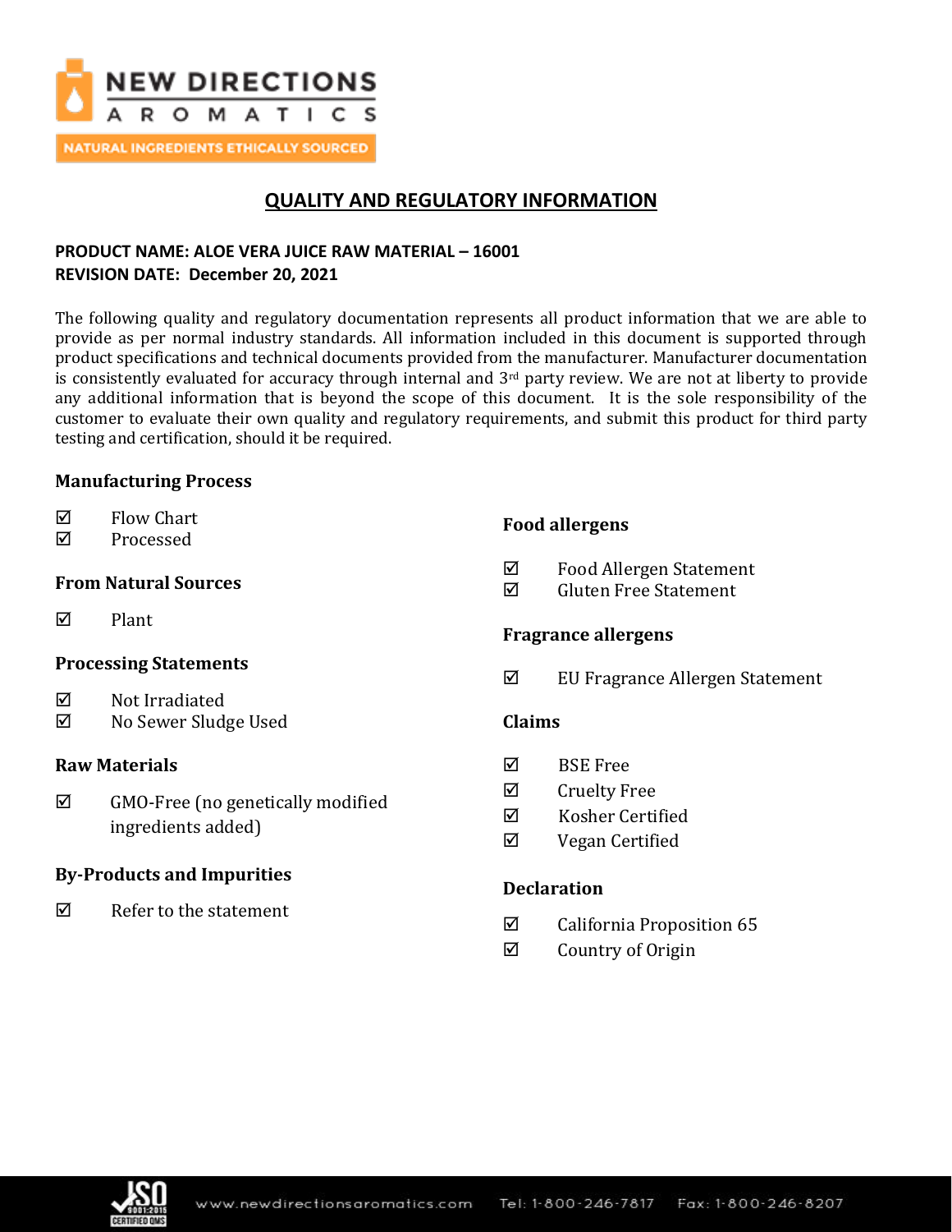## QUALITY AND REGULATORY INFORMATION

**PRODUCT NAME: ALOE VERA JUICE RAW MATERIAL – 16001**
**REVISION DATE: December 20, 2021**

The following quality and regulatory documentation represents all product information that we are able to provide as per normal industry standards. All information included in this document is supported through product specifications and technical documents provided from the manufacturer. Manufacturer documentation is consistently evaluated for accuracy through internal and 3rd party review. We are not at liberty to provide any additional information that is beyond the scope of this document. It is the sole responsibility of the customer to evaluate their own quality and regulatory requirements, and submit this product for third party testing and certification, should it be required.

### Manufacturing Process

- ☑ Flow Chart
- ☑ Processed

### From Natural Sources

- ☑ Plant

### Processing Statements

- ☑ Not Irradiated
- ☑ No Sewer Sludge Used

### Raw Materials

- ☑ GMO-Free (no genetically modified ingredients added)

### By-Products and Impurities

- ☑ Refer to the statement

### Food allergens

- ☑ Food Allergen Statement
- ☑ Gluten Free Statement

### Fragrance allergens

- ☑ EU Fragrance Allergen Statement

### Claims

- ☑ BSE Free
- ☑ Cruelty Free
- ☑ Kosher Certified
- ☑ Vegan Certified

### Declaration

- ☑ California Proposition 65
- ☑ Country of Origin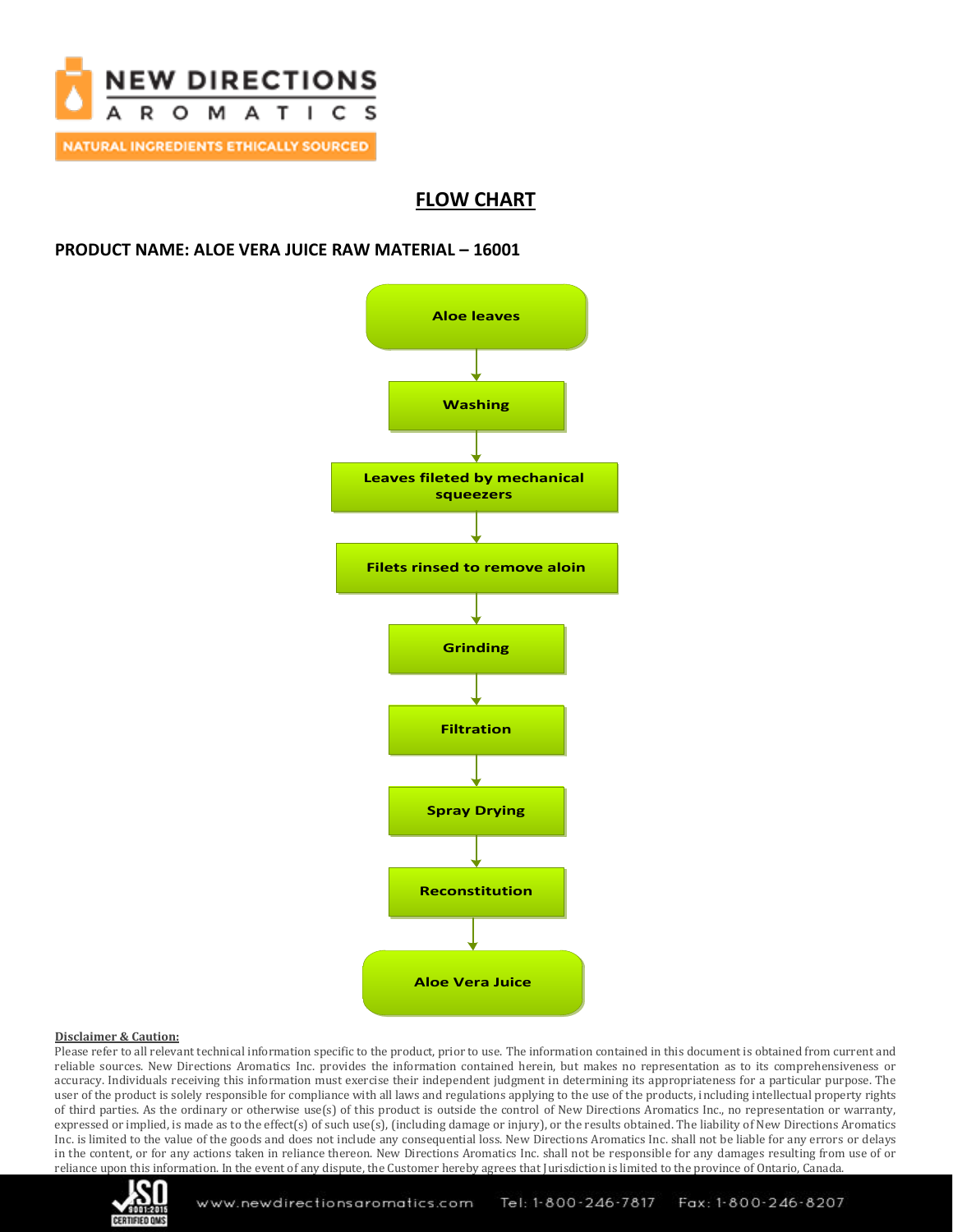## FLOW CHART

**PRODUCT NAME: ALOE VERA JUICE RAW MATERIAL – 16001**

Aloe leaves

↓

Washing

↓

Leaves fileted by mechanical squeezers

↓

Filets rinsed to remove aloin

↓

Grinding

↓

Filtration

↓

Spray Drying

↓

Reconstitution

↓

Aloe Vera Juice

**Disclaimer & Caution:**

Please refer to all relevant technical information specific to the product, prior to use. The information contained in this document is obtained from current and reliable sources. New Directions Aromatics Inc. provides the information contained herein, but makes no representation as to its comprehensiveness or accuracy. Individuals receiving this information must exercise their independent judgment in determining its appropriateness for a particular purpose. The user of the product is solely responsible for compliance with all laws and regulations applying to the use of the products, including intellectual property rights of third parties. As the ordinary or otherwise use(s) of this product is outside the control of New Directions Aromatics Inc., no representation or warranty, expressed or implied, is made as to the effect(s) of such use(s), (including damage or injury), or the results obtained. The liability of New Directions Aromatics Inc. is limited to the value of the goods and does not include any consequential loss. New Directions Aromatics Inc. shall not be liable for any errors or delays in the content, or for any actions taken in reliance thereon. New Directions Aromatics Inc. shall not be responsible for any damages resulting from use of or reliance upon this information. In the event of any dispute, the Customer hereby agrees that Jurisdiction is limited to the province of Ontario, Canada.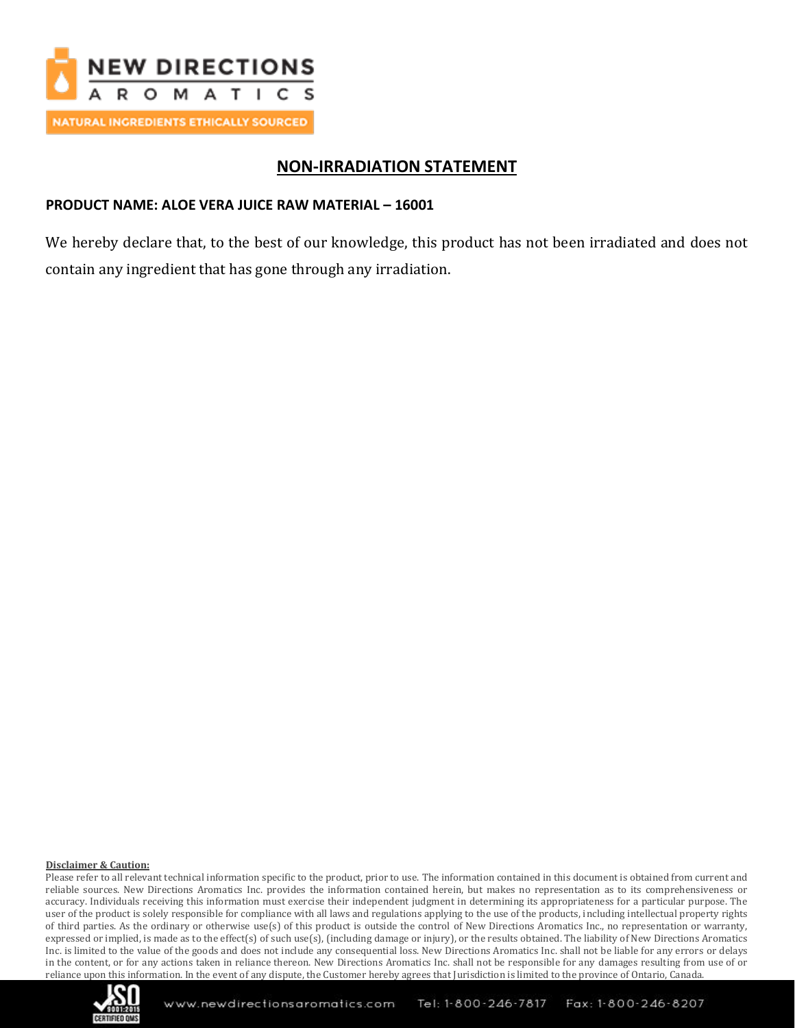## NON-IRRADIATION STATEMENT

**PRODUCT NAME: ALOE VERA JUICE RAW MATERIAL – 16001**

We hereby declare that, to the best of our knowledge, this product has not been irradiated and does not contain any ingredient that has gone through any irradiation.

**Disclaimer & Caution:**

Please refer to all relevant technical information specific to the product, prior to use. The information contained in this document is obtained from current and reliable sources. New Directions Aromatics Inc. provides the information contained herein, but makes no representation as to its comprehensiveness or accuracy. Individuals receiving this information must exercise their independent judgment in determining its appropriateness for a particular purpose. The user of the product is solely responsible for compliance with all laws and regulations applying to the use of the products, including intellectual property rights of third parties. As the ordinary or otherwise use(s) of this product is outside the control of New Directions Aromatics Inc., no representation or warranty, expressed or implied, is made as to the effect(s) of such use(s), (including damage or injury), or the results obtained. The liability of New Directions Aromatics Inc. is limited to the value of the goods and does not include any consequential loss. New Directions Aromatics Inc. shall not be liable for any errors or delays in the content, or for any actions taken in reliance thereon. New Directions Aromatics Inc. shall not be responsible for any damages resulting from use of or reliance upon this information. In the event of any dispute, the Customer hereby agrees that Jurisdiction is limited to the province of Ontario, Canada.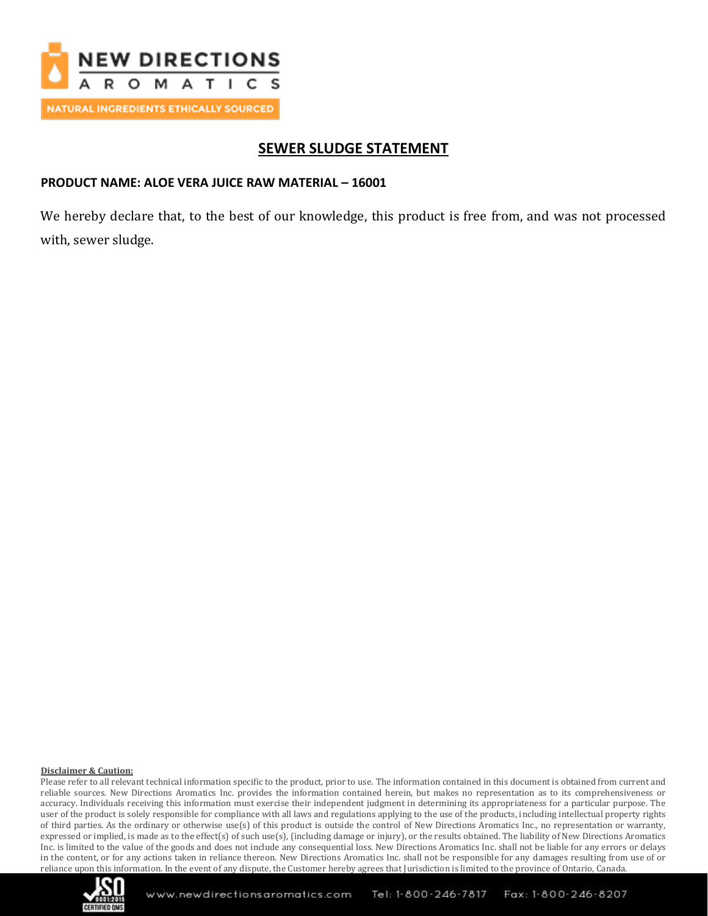## SEWER SLUDGE STATEMENT

**PRODUCT NAME: ALOE VERA JUICE RAW MATERIAL – 16001**

We hereby declare that, to the best of our knowledge, this product is free from, and was not processed with, sewer sludge.

**Disclaimer & Caution:**

Please refer to all relevant technical information specific to the product, prior to use. The information contained in this document is obtained from current and reliable sources. New Directions Aromatics Inc. provides the information contained herein, but makes no representation as to its comprehensiveness or accuracy. Individuals receiving this information must exercise their independent judgment in determining its appropriateness for a particular purpose. The user of the product is solely responsible for compliance with all laws and regulations applying to the use of the products, including intellectual property rights of third parties. As the ordinary or otherwise use(s) of this product is outside the control of New Directions Aromatics Inc., no representation or warranty, expressed or implied, is made as to the effect(s) of such use(s), (including damage or injury), or the results obtained. The liability of New Directions Aromatics Inc. is limited to the value of the goods and does not include any consequential loss. New Directions Aromatics Inc. shall not be liable for any errors or delays in the content, or for any actions taken in reliance thereon. New Directions Aromatics Inc. shall not be responsible for any damages resulting from use of or reliance upon this information. In the event of any dispute, the Customer hereby agrees that Jurisdiction is limited to the province of Ontario, Canada.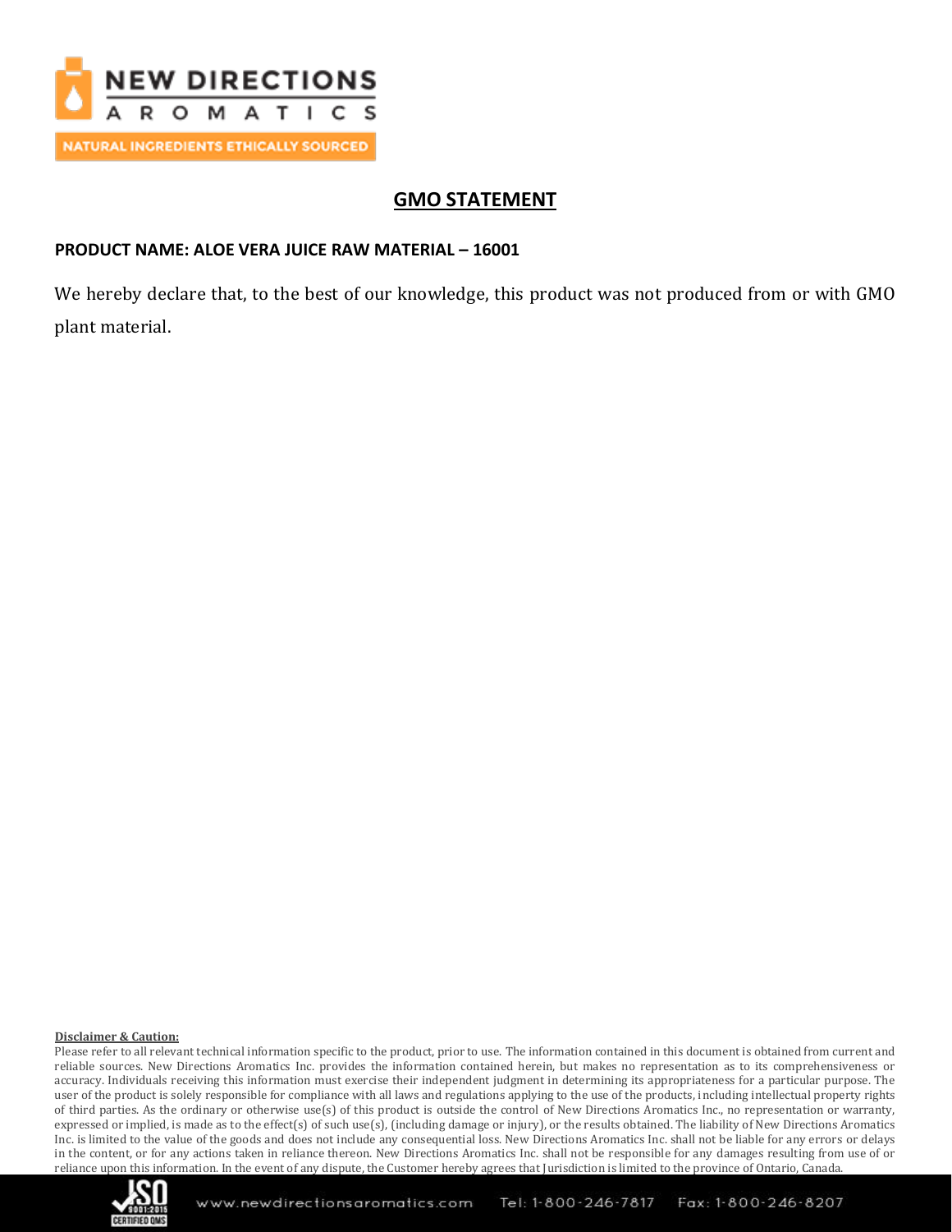# GMO STATEMENT

**PRODUCT NAME: ALOE VERA JUICE RAW MATERIAL – 16001**

We hereby declare that, to the best of our knowledge, this product was not produced from or with GMO plant material.

**Disclaimer & Caution:**

Please refer to all relevant technical information specific to the product, prior to use. The information contained in this document is obtained from current and reliable sources. New Directions Aromatics Inc. provides the information contained herein, but makes no representation as to its comprehensiveness or accuracy. Individuals receiving this information must exercise their independent judgment in determining its appropriateness for a particular purpose. The user of the product is solely responsible for compliance with all laws and regulations applying to the use of the products, including intellectual property rights of third parties. As the ordinary or otherwise use(s) of this product is outside the control of New Directions Aromatics Inc., no representation or warranty, expressed or implied, is made as to the effect(s) of such use(s), (including damage or injury), or the results obtained. The liability of New Directions Aromatics Inc. is limited to the value of the goods and does not include any consequential loss. New Directions Aromatics Inc. shall not be liable for any errors or delays in the content, or for any actions taken in reliance thereon. New Directions Aromatics Inc. shall not be responsible for any damages resulting from use of or reliance upon this information. In the event of any dispute, the Customer hereby agrees that Jurisdiction is limited to the province of Ontario, Canada.

www.newdirectionsaromatics.com Tel: 1-800-246-7817 Fax: 1-800-246-8207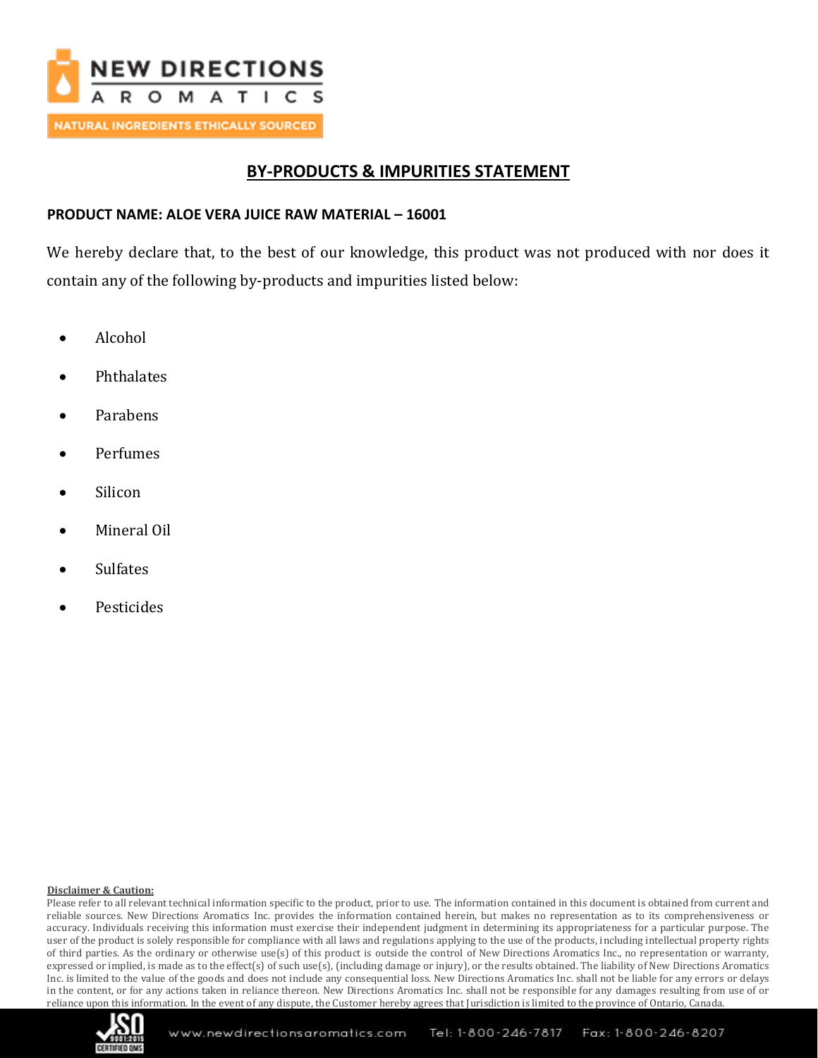## BY-PRODUCTS & IMPURITIES STATEMENT

**PRODUCT NAME: ALOE VERA JUICE RAW MATERIAL – 16001**

We hereby declare that, to the best of our knowledge, this product was not produced with nor does it contain any of the following by-products and impurities listed below:

- Alcohol
- Phthalates
- Parabens
- Perfumes
- Silicon
- Mineral Oil
- Sulfates
- Pesticides

**Disclaimer & Caution:**

Please refer to all relevant technical information specific to the product, prior to use. The information contained in this document is obtained from current and reliable sources. New Directions Aromatics Inc. provides the information contained herein, but makes no representation as to its comprehensiveness or accuracy. Individuals receiving this information must exercise their independent judgment in determining its appropriateness for a particular purpose. The user of the product is solely responsible for compliance with all laws and regulations applying to the use of the products, including intellectual property rights of third parties. As the ordinary or otherwise use(s) of this product is outside the control of New Directions Aromatics Inc., no representation or warranty, expressed or implied, is made as to the effect(s) of such use(s), (including damage or injury), or the results obtained. The liability of New Directions Aromatics Inc. is limited to the value of the goods and does not include any consequential loss. New Directions Aromatics Inc. shall not be liable for any errors or delays in the content, or for any actions taken in reliance thereon. New Directions Aromatics Inc. shall not be responsible for any damages resulting from use of or reliance upon this information. In the event of any dispute, the Customer hereby agrees that Jurisdiction is limited to the province of Ontario, Canada.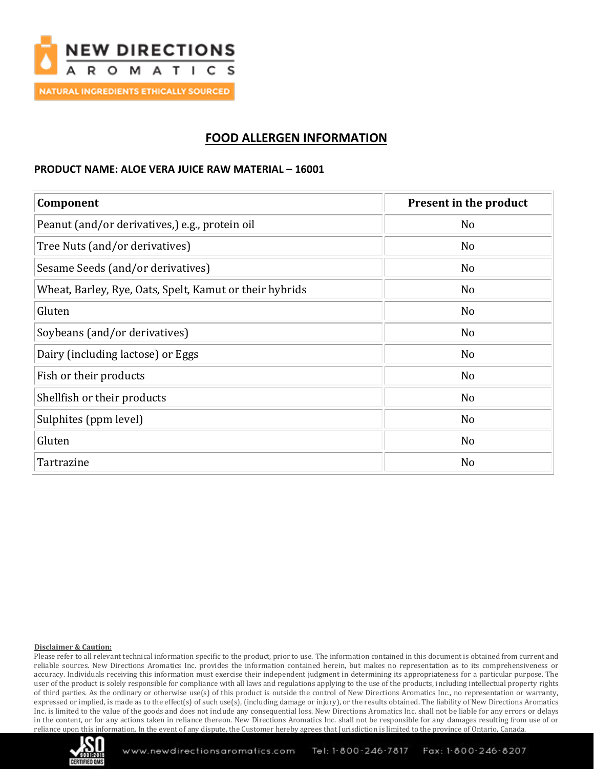NEW DIRECTIONS AROMATICS

NATURAL INGREDIENTS ETHICALLY SOURCED

## FOOD ALLERGEN INFORMATION

**PRODUCT NAME: ALOE VERA JUICE RAW MATERIAL – 16001**

| Component | Present in the product |
|---|---|
| Peanut (and/or derivatives,) e.g., protein oil | No |
| Tree Nuts (and/or derivatives) | No |
| Sesame Seeds (and/or derivatives) | No |
| Wheat, Barley, Rye, Oats, Spelt, Kamut or their hybrids | No |
| Gluten | No |
| Soybeans (and/or derivatives) | No |
| Dairy (including lactose) or Eggs | No |
| Fish or their products | No |
| Shellfish or their products | No |
| Sulphites (ppm level) | No |
| Gluten | No |
| Tartrazine | No |

**Disclaimer & Caution:**

Please refer to all relevant technical information specific to the product, prior to use. The information contained in this document is obtained from current and reliable sources. New Directions Aromatics Inc. provides the information contained herein, but makes no representation as to its comprehensiveness or accuracy. Individuals receiving this information must exercise their independent judgment in determining its appropriateness for a particular purpose. The user of the product is solely responsible for compliance with all laws and regulations applying to the use of the products, including intellectual property rights of third parties. As the ordinary or otherwise use(s) of this product is outside the control of New Directions Aromatics Inc., no representation or warranty, expressed or implied, is made as to the effect(s) of such use(s), (including damage or injury), or the results obtained. The liability of New Directions Aromatics Inc. is limited to the value of the goods and does not include any consequential loss. New Directions Aromatics Inc. shall not be liable for any errors or delays in the content, or for any actions taken in reliance thereon. New Directions Aromatics Inc. shall not be responsible for any damages resulting from use of or reliance upon this information. In the event of any dispute, the Customer hereby agrees that Jurisdiction is limited to the province of Ontario, Canada.

www.newdirectionsaromatics.com Tel: 1-800-246-7817 Fax: 1-800-246-8207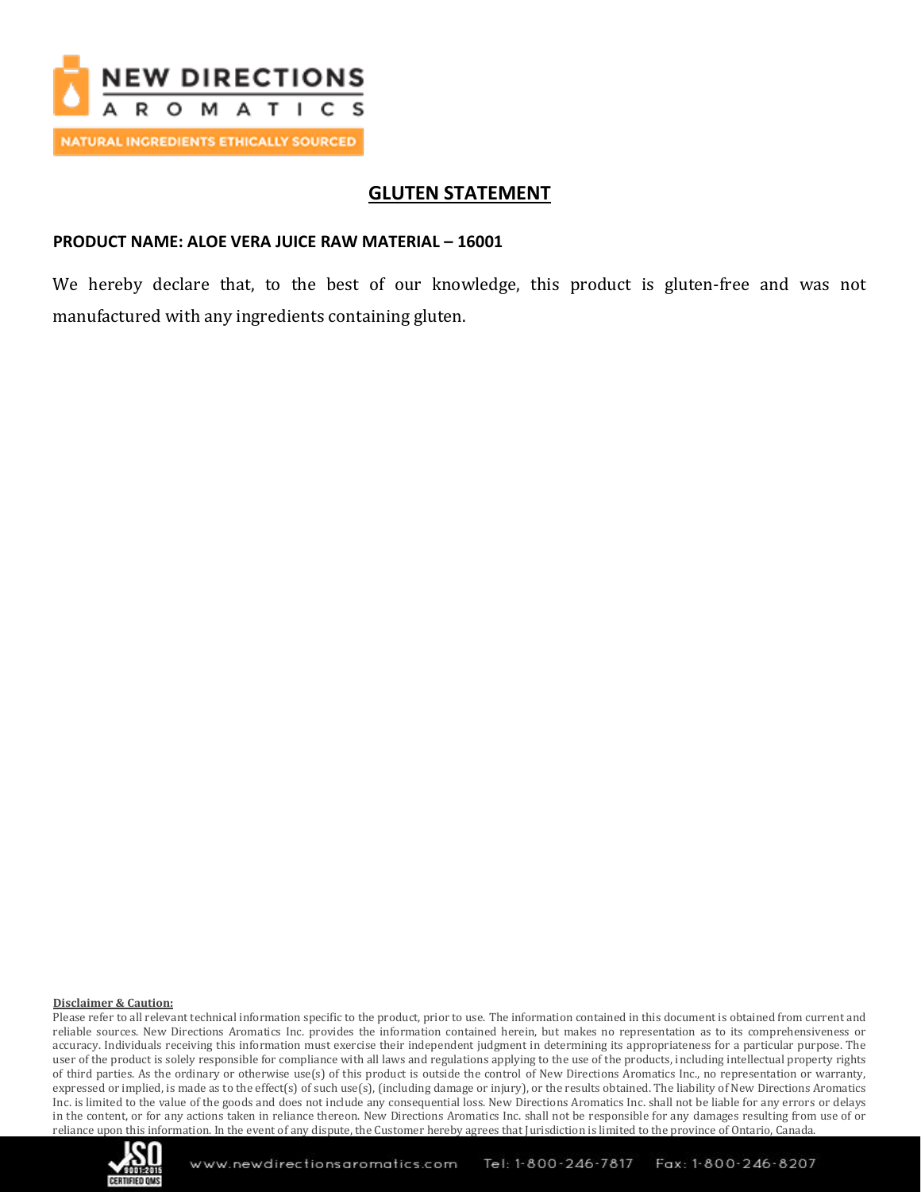NEW DIRECTIONS AROMATICS

NATURAL INGREDIENTS ETHICALLY SOURCED

# GLUTEN STATEMENT

**PRODUCT NAME: ALOE VERA JUICE RAW MATERIAL – 16001**

We hereby declare that, to the best of our knowledge, this product is gluten-free and was not manufactured with any ingredients containing gluten.

**Disclaimer & Caution:**

Please refer to all relevant technical information specific to the product, prior to use. The information contained in this document is obtained from current and reliable sources. New Directions Aromatics Inc. provides the information contained herein, but makes no representation as to its comprehensiveness or accuracy. Individuals receiving this information must exercise their independent judgment in determining its appropriateness for a particular purpose. The user of the product is solely responsible for compliance with all laws and regulations applying to the use of the products, including intellectual property rights of third parties. As the ordinary or otherwise use(s) of this product is outside the control of New Directions Aromatics Inc., no representation or warranty, expressed or implied, is made as to the effect(s) of such use(s), (including damage or injury), or the results obtained. The liability of New Directions Aromatics Inc. is limited to the value of the goods and does not include any consequential loss. New Directions Aromatics Inc. shall not be liable for any errors or delays in the content, or for any actions taken in reliance thereon. New Directions Aromatics Inc. shall not be responsible for any damages resulting from use of or reliance upon this information. In the event of any dispute, the Customer hereby agrees that Jurisdiction is limited to the province of Ontario, Canada.

www.newdirectionsaromatics.com Tel: 1-800-246-7817 Fax: 1-800-246-8207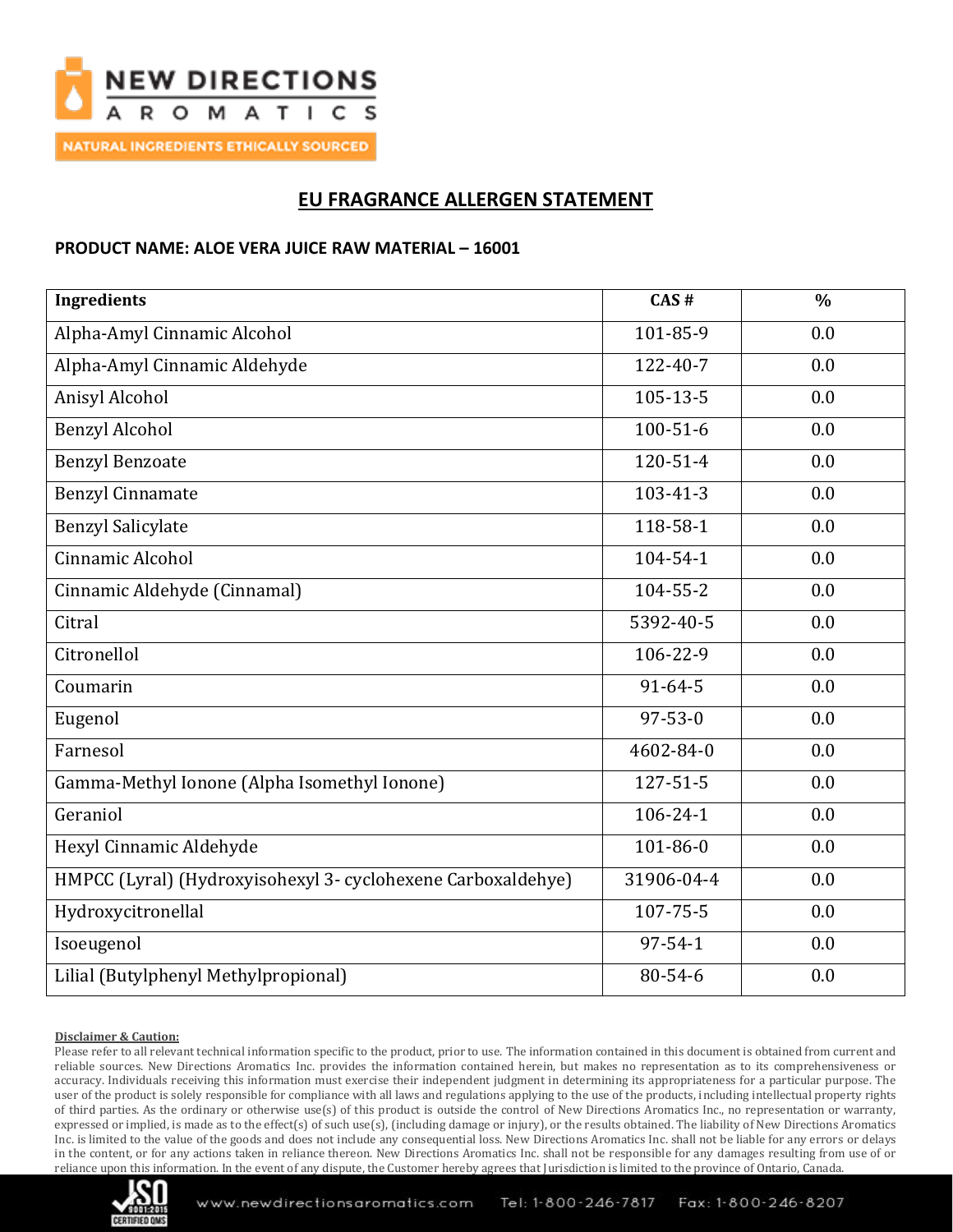# EU FRAGRANCE ALLERGEN STATEMENT

**PRODUCT NAME: ALOE VERA JUICE RAW MATERIAL – 16001**

| Ingredients | CAS # | % |
|---|---|---|
| Alpha-Amyl Cinnamic Alcohol | 101-85-9 | 0.0 |
| Alpha-Amyl Cinnamic Aldehyde | 122-40-7 | 0.0 |
| Anisyl Alcohol | 105-13-5 | 0.0 |
| Benzyl Alcohol | 100-51-6 | 0.0 |
| Benzyl Benzoate | 120-51-4 | 0.0 |
| Benzyl Cinnamate | 103-41-3 | 0.0 |
| Benzyl Salicylate | 118-58-1 | 0.0 |
| Cinnamic Alcohol | 104-54-1 | 0.0 |
| Cinnamic Aldehyde (Cinnamal) | 104-55-2 | 0.0 |
| Citral | 5392-40-5 | 0.0 |
| Citronellol | 106-22-9 | 0.0 |
| Coumarin | 91-64-5 | 0.0 |
| Eugenol | 97-53-0 | 0.0 |
| Farnesol | 4602-84-0 | 0.0 |
| Gamma-Methyl Ionone (Alpha Isomethyl Ionone) | 127-51-5 | 0.0 |
| Geraniol | 106-24-1 | 0.0 |
| Hexyl Cinnamic Aldehyde | 101-86-0 | 0.0 |
| HMPCC (Lyral) (Hydroxyisohexyl 3- cyclohexene Carboxaldehye) | 31906-04-4 | 0.0 |
| Hydroxycitronellal | 107-75-5 | 0.0 |
| Isoeugenol | 97-54-1 | 0.0 |
| Lilial (Butylphenyl Methylpropional) | 80-54-6 | 0.0 |

**Disclaimer & Caution:**

Please refer to all relevant technical information specific to the product, prior to use. The information contained in this document is obtained from current and reliable sources. New Directions Aromatics Inc. provides the information contained herein, but makes no representation as to its comprehensiveness or accuracy. Individuals receiving this information must exercise their independent judgment in determining its appropriateness for a particular purpose. The user of the product is solely responsible for compliance with all laws and regulations applying to the use of the products, including intellectual property rights of third parties. As the ordinary or otherwise use(s) of this product is outside the control of New Directions Aromatics Inc., no representation or warranty, expressed or implied, is made as to the effect(s) of such use(s), (including damage or injury), or the results obtained. The liability of New Directions Aromatics Inc. is limited to the value of the goods and does not include any consequential loss. New Directions Aromatics Inc. shall not be liable for any errors or delays in the content, or for any actions taken in reliance thereon. New Directions Aromatics Inc. shall not be responsible for any damages resulting from use of or reliance upon this information. In the event of any dispute, the Customer hereby agrees that Jurisdiction is limited to the province of Ontario, Canada.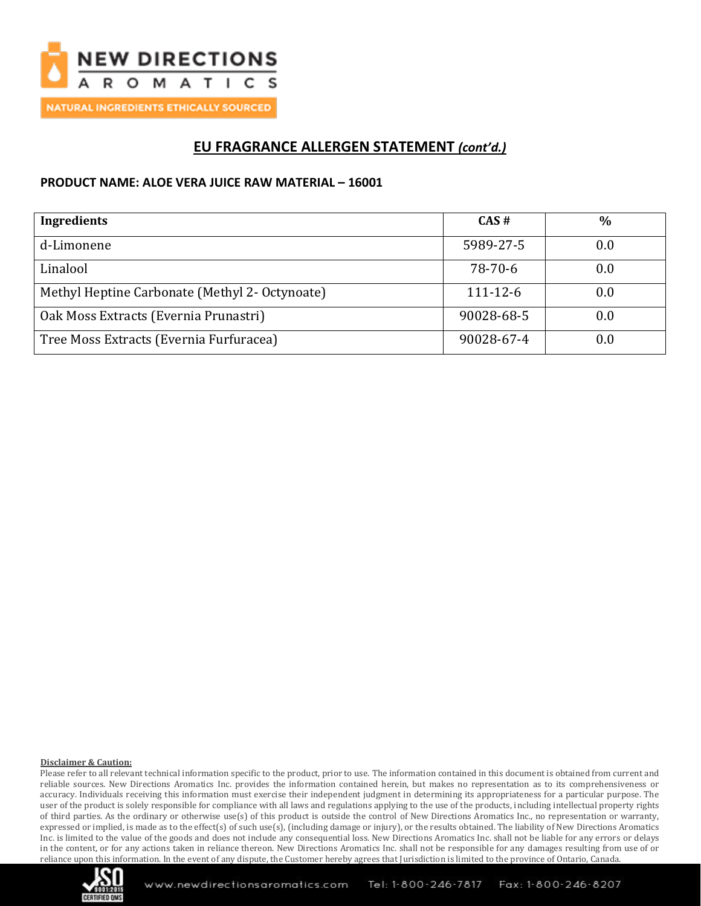## EU FRAGRANCE ALLERGEN STATEMENT *(cont'd.)*

**PRODUCT NAME: ALOE VERA JUICE RAW MATERIAL – 16001**

| Ingredients | CAS # | % |
|---|---|---|
| d-Limonene | 5989-27-5 | 0.0 |
| Linalool | 78-70-6 | 0.0 |
| Methyl Heptine Carbonate (Methyl 2- Octynoate) | 111-12-6 | 0.0 |
| Oak Moss Extracts (Evernia Prunastri) | 90028-68-5 | 0.0 |
| Tree Moss Extracts (Evernia Furfuracea) | 90028-67-4 | 0.0 |

**Disclaimer & Caution:**

Please refer to all relevant technical information specific to the product, prior to use. The information contained in this document is obtained from current and reliable sources. New Directions Aromatics Inc. provides the information contained herein, but makes no representation as to its comprehensiveness or accuracy. Individuals receiving this information must exercise their independent judgment in determining its appropriateness for a particular purpose. The user of the product is solely responsible for compliance with all laws and regulations applying to the use of the products, including intellectual property rights of third parties. As the ordinary or otherwise use(s) of this product is outside the control of New Directions Aromatics Inc., no representation or warranty, expressed or implied, is made as to the effect(s) of such use(s), (including damage or injury), or the results obtained. The liability of New Directions Aromatics Inc. is limited to the value of the goods and does not include any consequential loss. New Directions Aromatics Inc. shall not be liable for any errors or delays in the content, or for any actions taken in reliance thereon. New Directions Aromatics Inc. shall not be responsible for any damages resulting from use of or reliance upon this information. In the event of any dispute, the Customer hereby agrees that Jurisdiction is limited to the province of Ontario, Canada.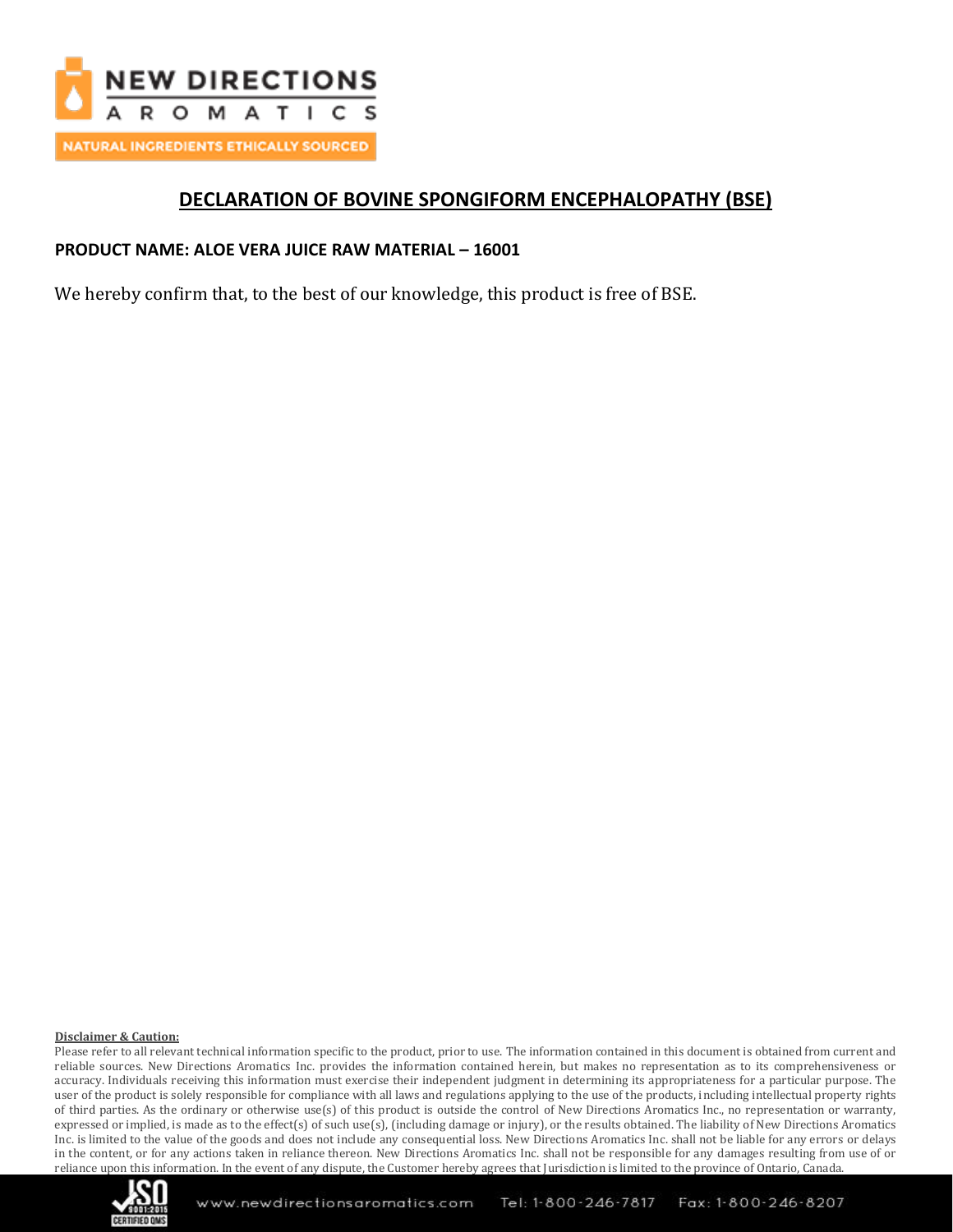# DECLARATION OF BOVINE SPONGIFORM ENCEPHALOPATHY (BSE)

**PRODUCT NAME: ALOE VERA JUICE RAW MATERIAL – 16001**

We hereby confirm that, to the best of our knowledge, this product is free of BSE.

**Disclaimer & Caution:**

Please refer to all relevant technical information specific to the product, prior to use. The information contained in this document is obtained from current and reliable sources. New Directions Aromatics Inc. provides the information contained herein, but makes no representation as to its comprehensiveness or accuracy. Individuals receiving this information must exercise their independent judgment in determining its appropriateness for a particular purpose. The user of the product is solely responsible for compliance with all laws and regulations applying to the use of the products, including intellectual property rights of third parties. As the ordinary or otherwise use(s) of this product is outside the control of New Directions Aromatics Inc., no representation or warranty, expressed or implied, is made as to the effect(s) of such use(s), (including damage or injury), or the results obtained. The liability of New Directions Aromatics Inc. is limited to the value of the goods and does not include any consequential loss. New Directions Aromatics Inc. shall not be liable for any errors or delays in the content, or for any actions taken in reliance thereon. New Directions Aromatics Inc. shall not be responsible for any damages resulting from use of or reliance upon this information. In the event of any dispute, the Customer hereby agrees that Jurisdiction is limited to the province of Ontario, Canada.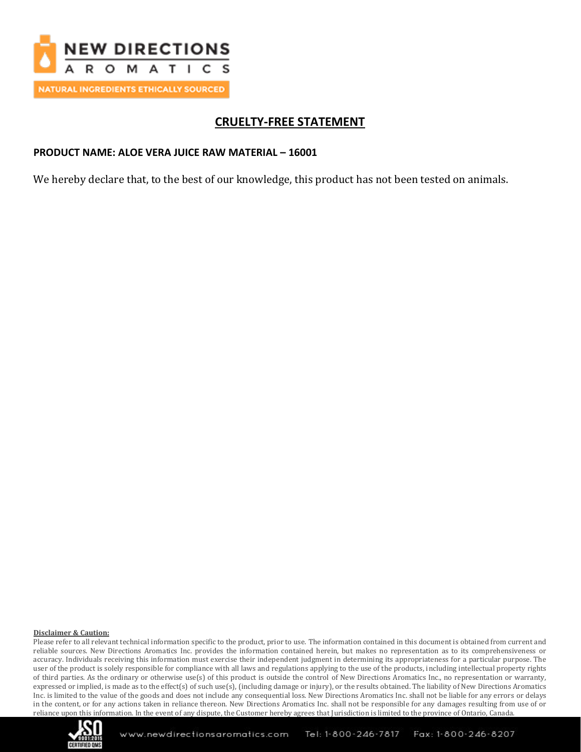# CRUELTY-FREE STATEMENT

**PRODUCT NAME: ALOE VERA JUICE RAW MATERIAL – 16001**

We hereby declare that, to the best of our knowledge, this product has not been tested on animals.

**Disclaimer & Caution:**

Please refer to all relevant technical information specific to the product, prior to use. The information contained in this document is obtained from current and reliable sources. New Directions Aromatics Inc. provides the information contained herein, but makes no representation as to its comprehensiveness or accuracy. Individuals receiving this information must exercise their independent judgment in determining its appropriateness for a particular purpose. The user of the product is solely responsible for compliance with all laws and regulations applying to the use of the products, including intellectual property rights of third parties. As the ordinary or otherwise use(s) of this product is outside the control of New Directions Aromatics Inc., no representation or warranty, expressed or implied, is made as to the effect(s) of such use(s), (including damage or injury), or the results obtained. The liability of New Directions Aromatics Inc. is limited to the value of the goods and does not include any consequential loss. New Directions Aromatics Inc. shall not be liable for any errors or delays in the content, or for any actions taken in reliance thereon. New Directions Aromatics Inc. shall not be responsible for any damages resulting from use of or reliance upon this information. In the event of any dispute, the Customer hereby agrees that Jurisdiction is limited to the province of Ontario, Canada.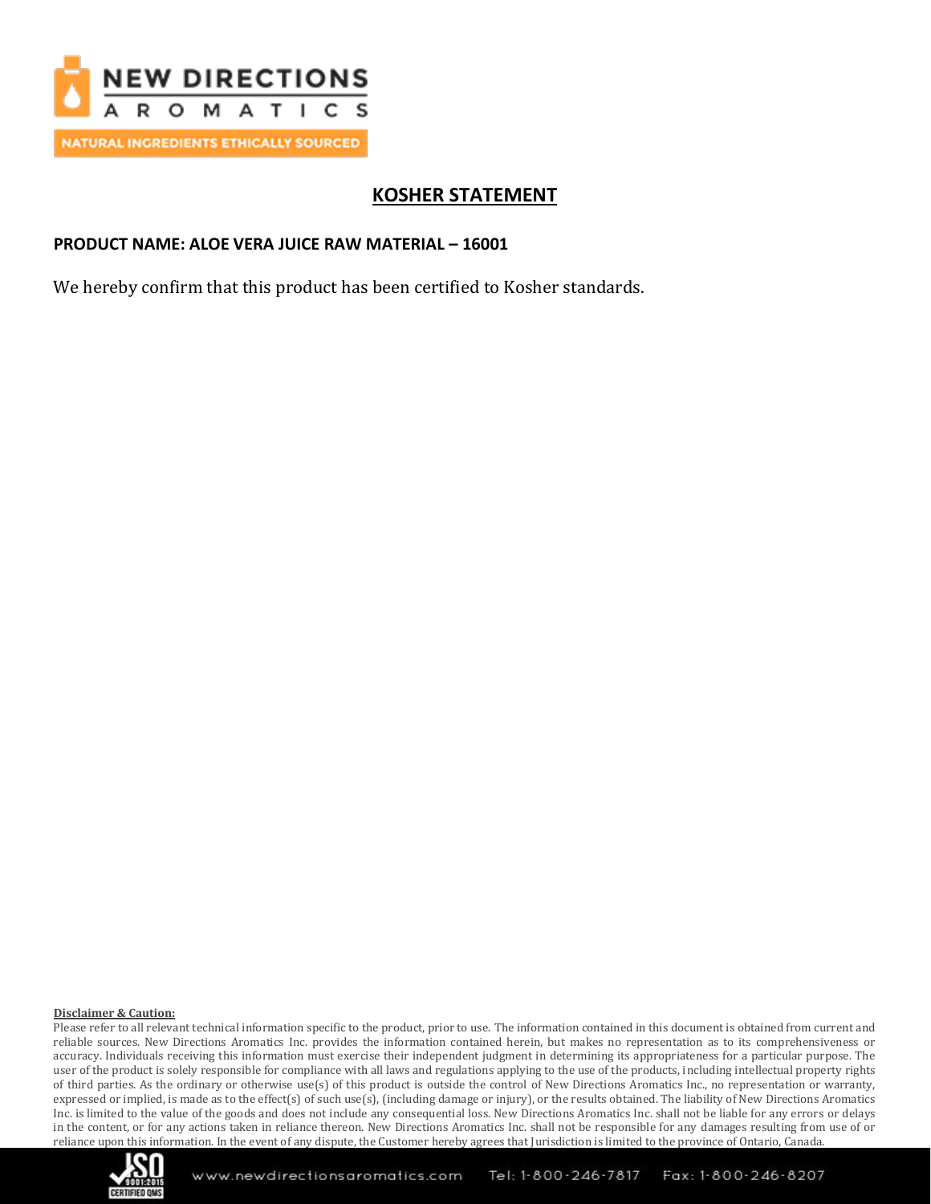# KOSHER STATEMENT

**PRODUCT NAME: ALOE VERA JUICE RAW MATERIAL – 16001**

We hereby confirm that this product has been certified to Kosher standards.

**Disclaimer & Caution:**

Please refer to all relevant technical information specific to the product, prior to use. The information contained in this document is obtained from current and reliable sources. New Directions Aromatics Inc. provides the information contained herein, but makes no representation as to its comprehensiveness or accuracy. Individuals receiving this information must exercise their independent judgment in determining its appropriateness for a particular purpose. The user of the product is solely responsible for compliance with all laws and regulations applying to the use of the products, including intellectual property rights of third parties. As the ordinary or otherwise use(s) of this product is outside the control of New Directions Aromatics Inc., no representation or warranty, expressed or implied, is made as to the effect(s) of such use(s), (including damage or injury), or the results obtained. The liability of New Directions Aromatics Inc. is limited to the value of the goods and does not include any consequential loss. New Directions Aromatics Inc. shall not be liable for any errors or delays in the content, or for any actions taken in reliance thereon. New Directions Aromatics Inc. shall not be responsible for any damages resulting from use of or reliance upon this information. In the event of any dispute, the Customer hereby agrees that Jurisdiction is limited to the province of Ontario, Canada.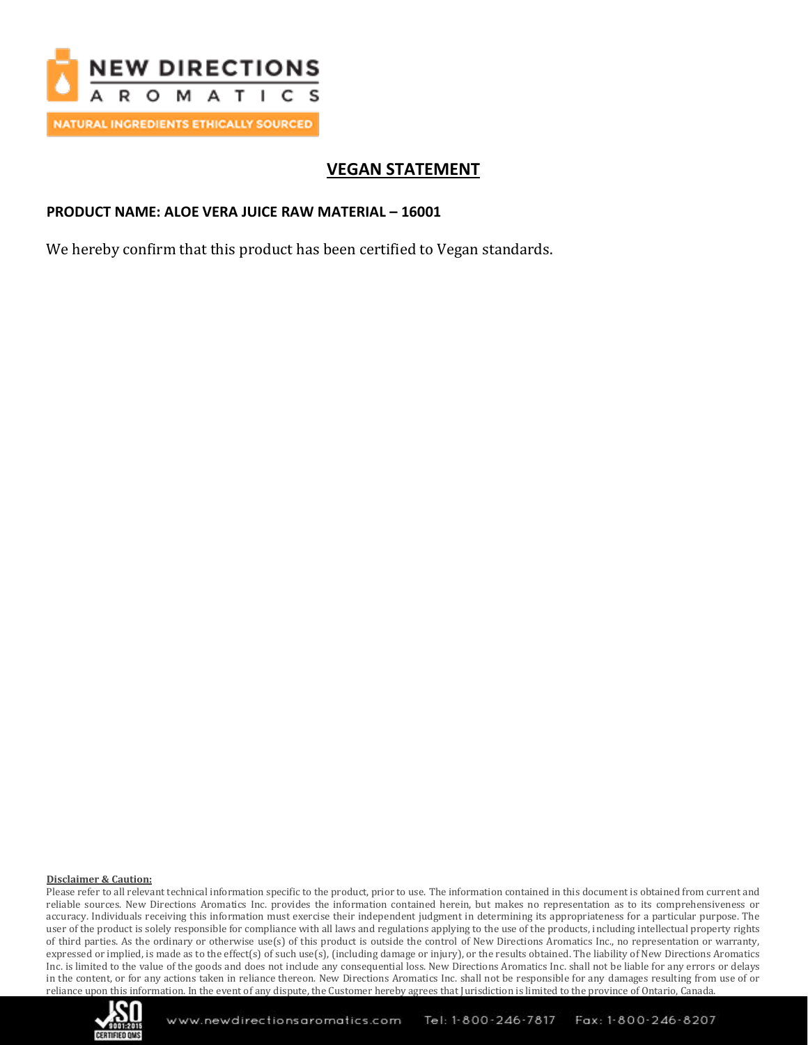# VEGAN STATEMENT

**PRODUCT NAME: ALOE VERA JUICE RAW MATERIAL – 16001**

We hereby confirm that this product has been certified to Vegan standards.

**Disclaimer & Caution:**

Please refer to all relevant technical information specific to the product, prior to use. The information contained in this document is obtained from current and reliable sources. New Directions Aromatics Inc. provides the information contained herein, but makes no representation as to its comprehensiveness or accuracy. Individuals receiving this information must exercise their independent judgment in determining its appropriateness for a particular purpose. The user of the product is solely responsible for compliance with all laws and regulations applying to the use of the products, including intellectual property rights of third parties. As the ordinary or otherwise use(s) of this product is outside the control of New Directions Aromatics Inc., no representation or warranty, expressed or implied, is made as to the effect(s) of such use(s), (including damage or injury), or the results obtained. The liability of New Directions Aromatics Inc. is limited to the value of the goods and does not include any consequential loss. New Directions Aromatics Inc. shall not be liable for any errors or delays in the content, or for any actions taken in reliance thereon. New Directions Aromatics Inc. shall not be responsible for any damages resulting from use of or reliance upon this information. In the event of any dispute, the Customer hereby agrees that Jurisdiction is limited to the province of Ontario, Canada.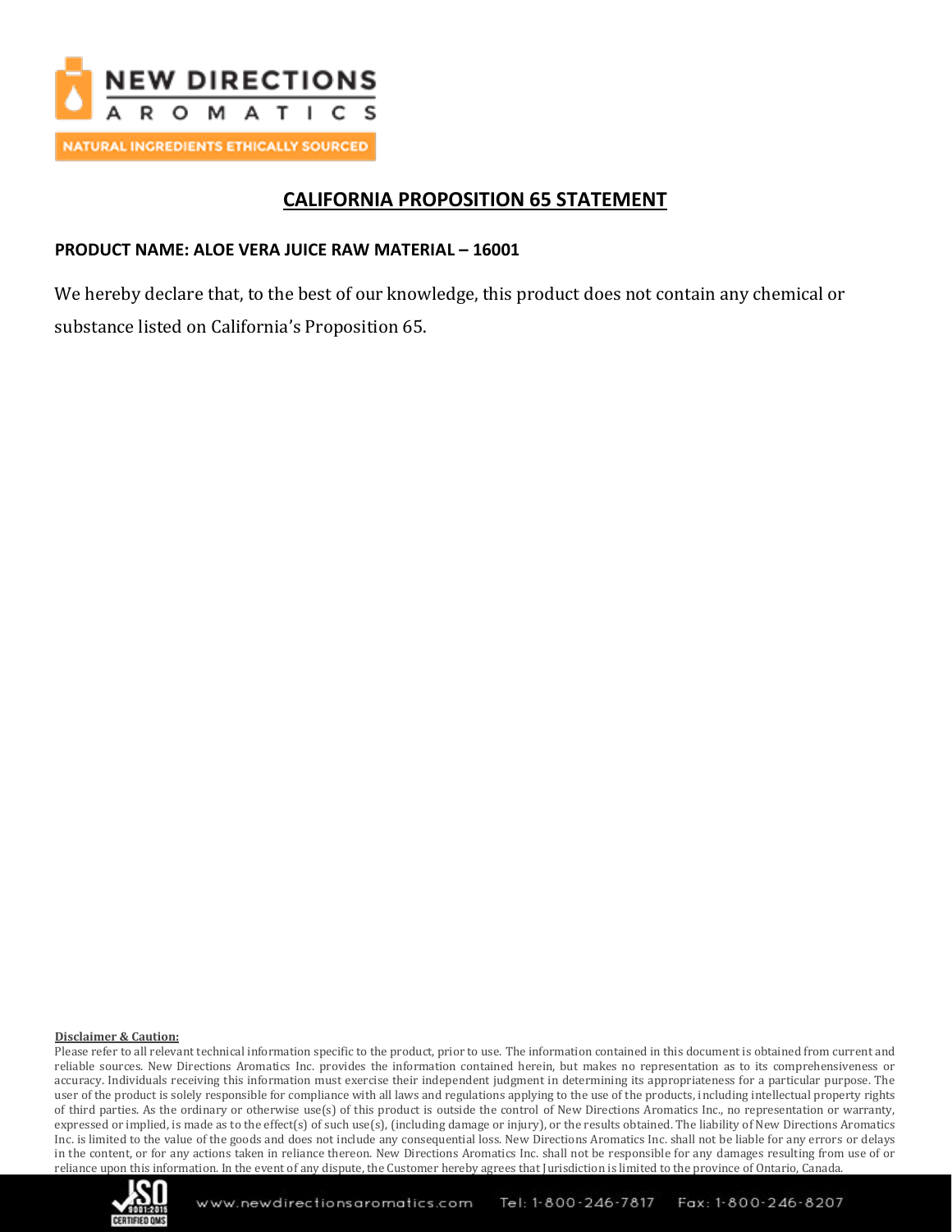# CALIFORNIA PROPOSITION 65 STATEMENT

**PRODUCT NAME: ALOE VERA JUICE RAW MATERIAL – 16001**

We hereby declare that, to the best of our knowledge, this product does not contain any chemical or substance listed on California's Proposition 65.

**Disclaimer & Caution:**

Please refer to all relevant technical information specific to the product, prior to use. The information contained in this document is obtained from current and reliable sources. New Directions Aromatics Inc. provides the information contained herein, but makes no representation as to its comprehensiveness or accuracy. Individuals receiving this information must exercise their independent judgment in determining its appropriateness for a particular purpose. The user of the product is solely responsible for compliance with all laws and regulations applying to the use of the products, including intellectual property rights of third parties. As the ordinary or otherwise use(s) of this product is outside the control of New Directions Aromatics Inc., no representation or warranty, expressed or implied, is made as to the effect(s) of such use(s), (including damage or injury), or the results obtained. The liability of New Directions Aromatics Inc. is limited to the value of the goods and does not include any consequential loss. New Directions Aromatics Inc. shall not be liable for any errors or delays in the content, or for any actions taken in reliance thereon. New Directions Aromatics Inc. shall not be responsible for any damages resulting from use of or reliance upon this information. In the event of any dispute, the Customer hereby agrees that Jurisdiction is limited to the province of Ontario, Canada.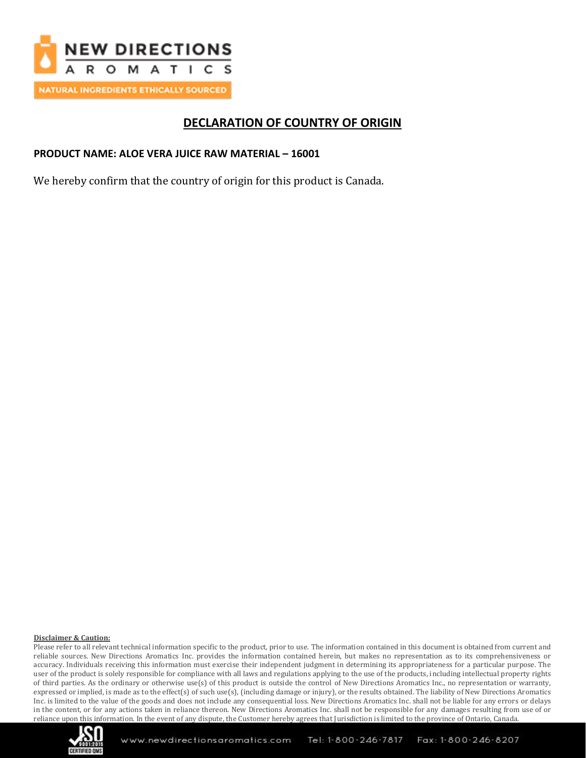NEW DIRECTIONS AROMATICS

NATURAL INGREDIENTS ETHICALLY SOURCED

## DECLARATION OF COUNTRY OF ORIGIN

**PRODUCT NAME: ALOE VERA JUICE RAW MATERIAL – 16001**

We hereby confirm that the country of origin for this product is Canada.

**Disclaimer & Caution:**

Please refer to all relevant technical information specific to the product, prior to use. The information contained in this document is obtained from current and reliable sources. New Directions Aromatics Inc. provides the information contained herein, but makes no representation as to its comprehensiveness or accuracy. Individuals receiving this information must exercise their independent judgment in determining its appropriateness for a particular purpose. The user of the product is solely responsible for compliance with all laws and regulations applying to the use of the products, including intellectual property rights of third parties. As the ordinary or otherwise use(s) of this product is outside the control of New Directions Aromatics Inc., no representation or warranty, expressed or implied, is made as to the effect(s) of such use(s), (including damage or injury), or the results obtained. The liability of New Directions Aromatics Inc. is limited to the value of the goods and does not include any consequential loss. New Directions Aromatics Inc. shall not be liable for any errors or delays in the content, or for any actions taken in reliance thereon. New Directions Aromatics Inc. shall not be responsible for any damages resulting from use of or reliance upon this information. In the event of any dispute, the Customer hereby agrees that Jurisdiction is limited to the province of Ontario, Canada.

www.newdirectionsaromatics.com Tel: 1-800-246-7817 Fax: 1-800-246-8207